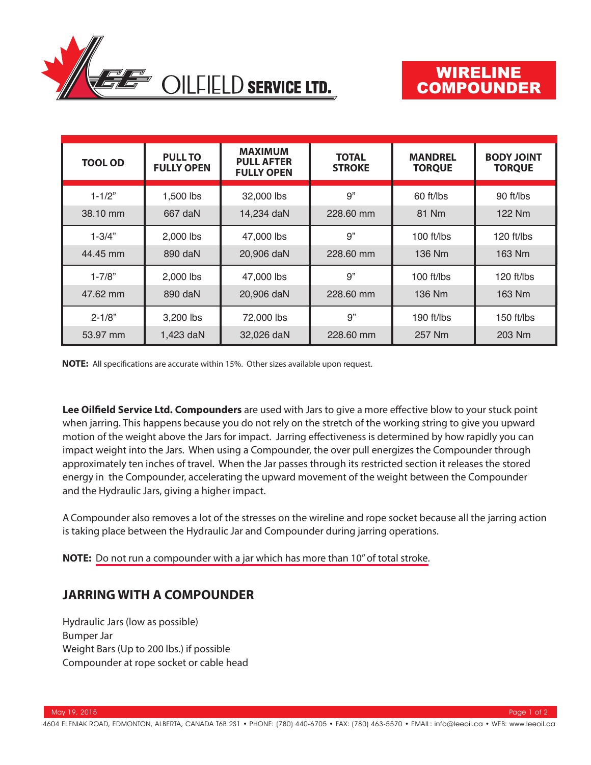# WIRELINE COMPOUNDER

Lee Oilfield Service Ltd.

| TOOL OD | PULL TO FULLY OPEN | MAXIMUM PULL AFTER FULLY OPEN | TOTAL STROKE | MANDREL TORQUE | BODY JOINT TORQUE |
|---|---|---|---|---|---|
| 1-1/2" | 1,500 lbs | 32,000 lbs | 9" | 60 ft/lbs | 90 ft/lbs |
| 38.10 mm | 667 daN | 14,234 daN | 228.60 mm | 81 Nm | 122 Nm |
| 1-3/4" | 2,000 lbs | 47,000 lbs | 9" | 100 ft/lbs | 120 ft/lbs |
| 44.45 mm | 890 daN | 20,906 daN | 228.60 mm | 136 Nm | 163 Nm |
| 1-7/8" | 2,000 lbs | 47,000 lbs | 9" | 100 ft/lbs | 120 ft/lbs |
| 47.62 mm | 890 daN | 20,906 daN | 228.60 mm | 136 Nm | 163 Nm |
| 2-1/8" | 3,200 lbs | 72,000 lbs | 9" | 190 ft/lbs | 150 ft/lbs |
| 53.97 mm | 1,423 daN | 32,026 daN | 228.60 mm | 257 Nm | 203 Nm |

**NOTE:** All specifications are accurate within 15%. Other sizes available upon request.

**Lee Oilfield Service Ltd. Compounders** are used with Jars to give a more effective blow to your stuck point when jarring. This happens because you do not rely on the stretch of the working string to give you upward motion of the weight above the Jars for impact. Jarring effectiveness is determined by how rapidly you can impact weight into the Jars. When using a Compounder, the over pull energizes the Compounder through approximately ten inches of travel. When the Jar passes through its restricted section it releases the stored energy in the Compounder, accelerating the upward movement of the weight between the Compounder and the Hydraulic Jars, giving a higher impact.

A Compounder also removes a lot of the stresses on the wireline and rope socket because all the jarring action is taking place between the Hydraulic Jar and Compounder during jarring operations.

**NOTE:** Do not run a compounder with a jar which has more than 10" of total stroke.

## JARRING WITH A COMPOUNDER

Hydraulic Jars (low as possible)
Bumper Jar
Weight Bars (Up to 200 lbs.) if possible
Compounder at rope socket or cable head

May 19, 2015

4604 ELENIAK ROAD, EDMONTON, ALBERTA, CANADA T6B 2S1 • PHONE: (780) 440-6705 • FAX: (780) 463-5570 • EMAIL: info@leeoil.ca • WEB: www.leeoil.ca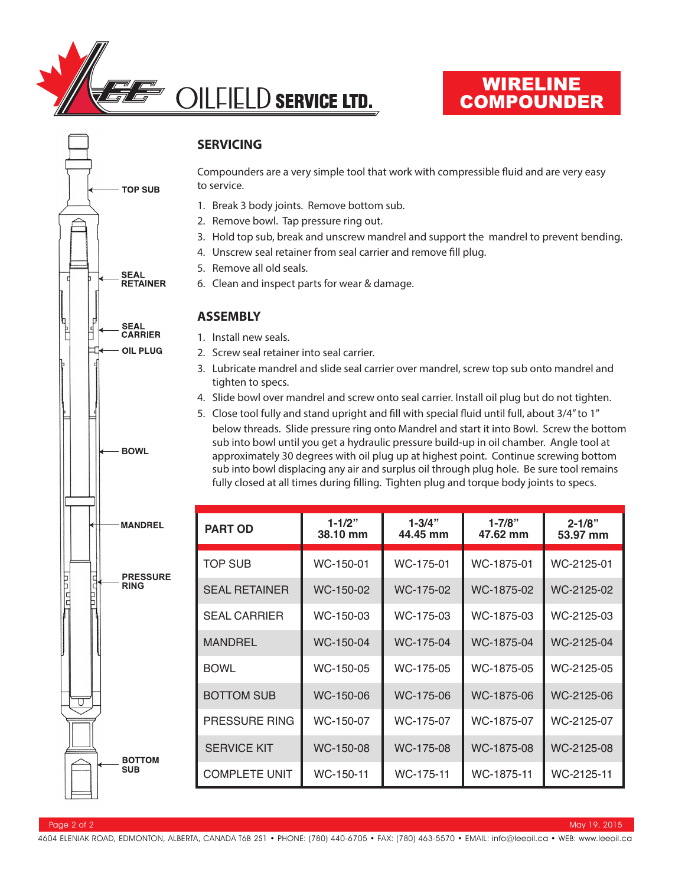# OILFIELD SERVICE LTD.

## WIRELINE COMPOUNDER

TOP SUB

SEAL RETAINER

SEAL CARRIER

OIL PLUG

BOWL

MANDREL

PRESSURE RING

BOTTOM SUB

### SERVICING

Compounders are a very simple tool that work with compressible fluid and are very easy to service.

1. Break 3 body joints. Remove bottom sub.
2. Remove bowl. Tap pressure ring out.
3. Hold top sub, break and unscrew mandrel and support the mandrel to prevent bending.
4. Unscrew seal retainer from seal carrier and remove fill plug.
5. Remove all old seals.
6. Clean and inspect parts for wear & damage.

### ASSEMBLY

1. Install new seals.
2. Screw seal retainer into seal carrier.
3. Lubricate mandrel and slide seal carrier over mandrel, screw top sub onto mandrel and tighten to specs.
4. Slide bowl over mandrel and screw onto seal carrier. Install oil plug but do not tighten.
5. Close tool fully and stand upright and fill with special fluid until full, about 3/4" to 1" below threads. Slide pressure ring onto Mandrel and start it into Bowl. Screw the bottom sub into bowl until you get a hydraulic pressure build-up in oil chamber. Angle tool at approximately 30 degrees with oil plug up at highest point. Continue screwing bottom sub into bowl displacing any air and surplus oil through plug hole. Be sure tool remains fully closed at all times during filling. Tighten plug and torque body joints to specs.

| PART OD | 1-1/2" 38.10 mm | 1-3/4" 44.45 mm | 1-7/8" 47.62 mm | 2-1/8" 53.97 mm |
|---|---|---|---|---|
| TOP SUB | WC-150-01 | WC-175-01 | WC-1875-01 | WC-2125-01 |
| SEAL RETAINER | WC-150-02 | WC-175-02 | WC-1875-02 | WC-2125-02 |
| SEAL CARRIER | WC-150-03 | WC-175-03 | WC-1875-03 | WC-2125-03 |
| MANDREL | WC-150-04 | WC-175-04 | WC-1875-04 | WC-2125-04 |
| BOWL | WC-150-05 | WC-175-05 | WC-1875-05 | WC-2125-05 |
| BOTTOM SUB | WC-150-06 | WC-175-06 | WC-1875-06 | WC-2125-06 |
| PRESSURE RING | WC-150-07 | WC-175-07 | WC-1875-07 | WC-2125-07 |
| SERVICE KIT | WC-150-08 | WC-175-08 | WC-1875-08 | WC-2125-08 |
| COMPLETE UNIT | WC-150-11 | WC-175-11 | WC-1875-11 | WC-2125-11 |

May 19, 2015

4604 ELENIAK ROAD, EDMONTON, ALBERTA, CANADA T6B 2S1 • PHONE: (780) 440-6705 • FAX: (780) 463-5570 • EMAIL: info@leeoil.ca • WEB: www.leeoil.ca